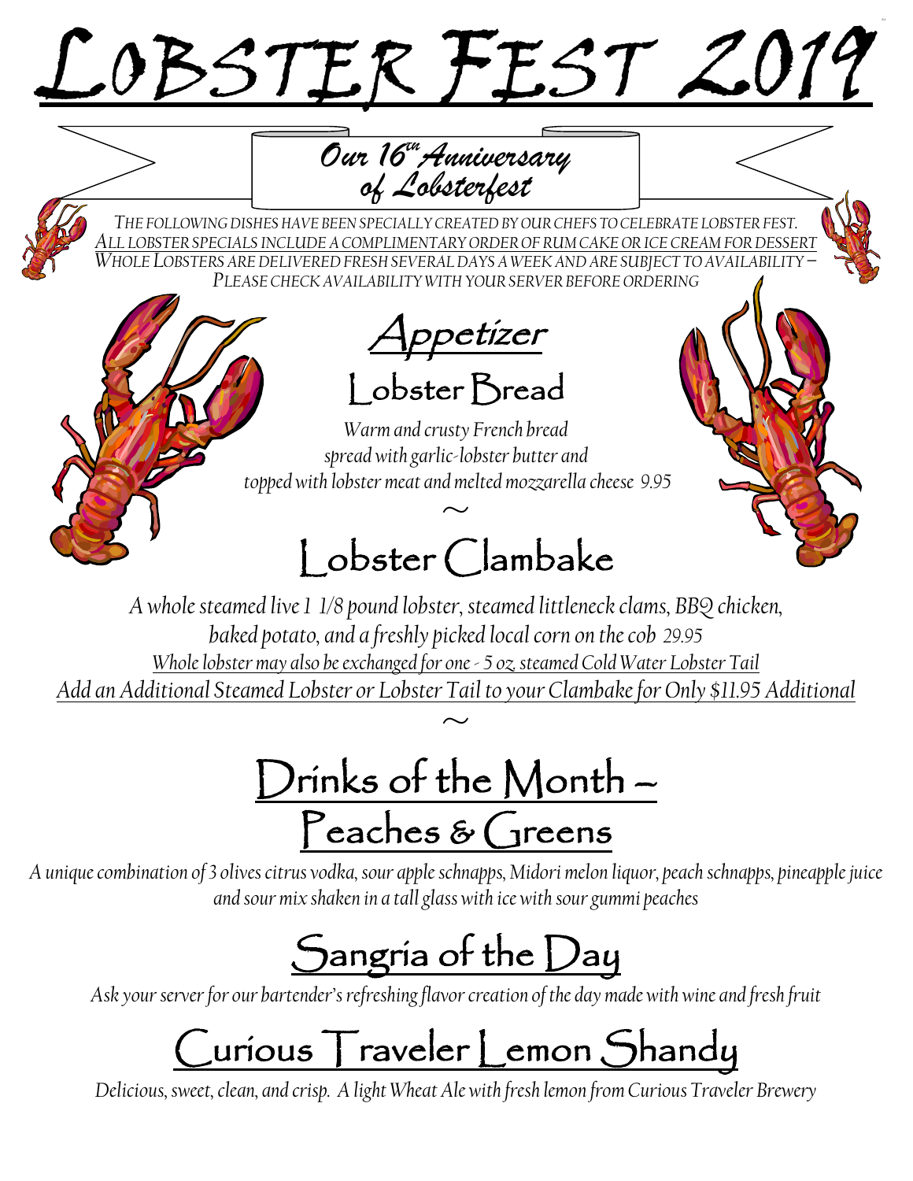# Lobster Fest 2019

## Our 16th Anniversary of Lobsterfest

*THE FOLLOWING DISHES HAVE BEEN SPECIALLY CREATED BY OUR CHEFS TO CELEBRATE LOBSTER FEST.*
*ALL LOBSTER SPECIALS INCLUDE A COMPLIMENTARY ORDER OF RUM CAKE OR ICE CREAM FOR DESSERT*
*WHOLE LOBSTERS ARE DELIVERED FRESH SEVERAL DAYS A WEEK AND ARE SUBJECT TO AVAILABILITY – PLEASE CHECK AVAILABILITY WITH YOUR SERVER BEFORE ORDERING*

## Appetizer

### Lobster Bread

*Warm and crusty French bread spread with garlic-lobster butter and topped with lobster meat and melted mozzarella cheese 9.95*

~

### Lobster Clambake

*A whole steamed live 1 1/8 pound lobster, steamed littleneck clams, BBQ chicken, baked potato, and a freshly picked local corn on the cob 29.95*
*Whole lobster may also be exchanged for one - 5 oz. steamed Cold Water Lobster Tail*
*Add an Additional Steamed Lobster or Lobster Tail to your Clambake for Only $11.95 Additional*

~

## Drinks of the Month – Peaches & Greens

*A unique combination of 3 olives citrus vodka, sour apple schnapps, Midori melon liquor, peach schnapps, pineapple juice and sour mix shaken in a tall glass with ice with sour gummi peaches*

## Sangria of the Day

*Ask your server for our bartender's refreshing flavor creation of the day made with wine and fresh fruit*

## Curious Traveler Lemon Shandy

*Delicious, sweet, clean, and crisp. A light Wheat Ale with fresh lemon from Curious Traveler Brewery*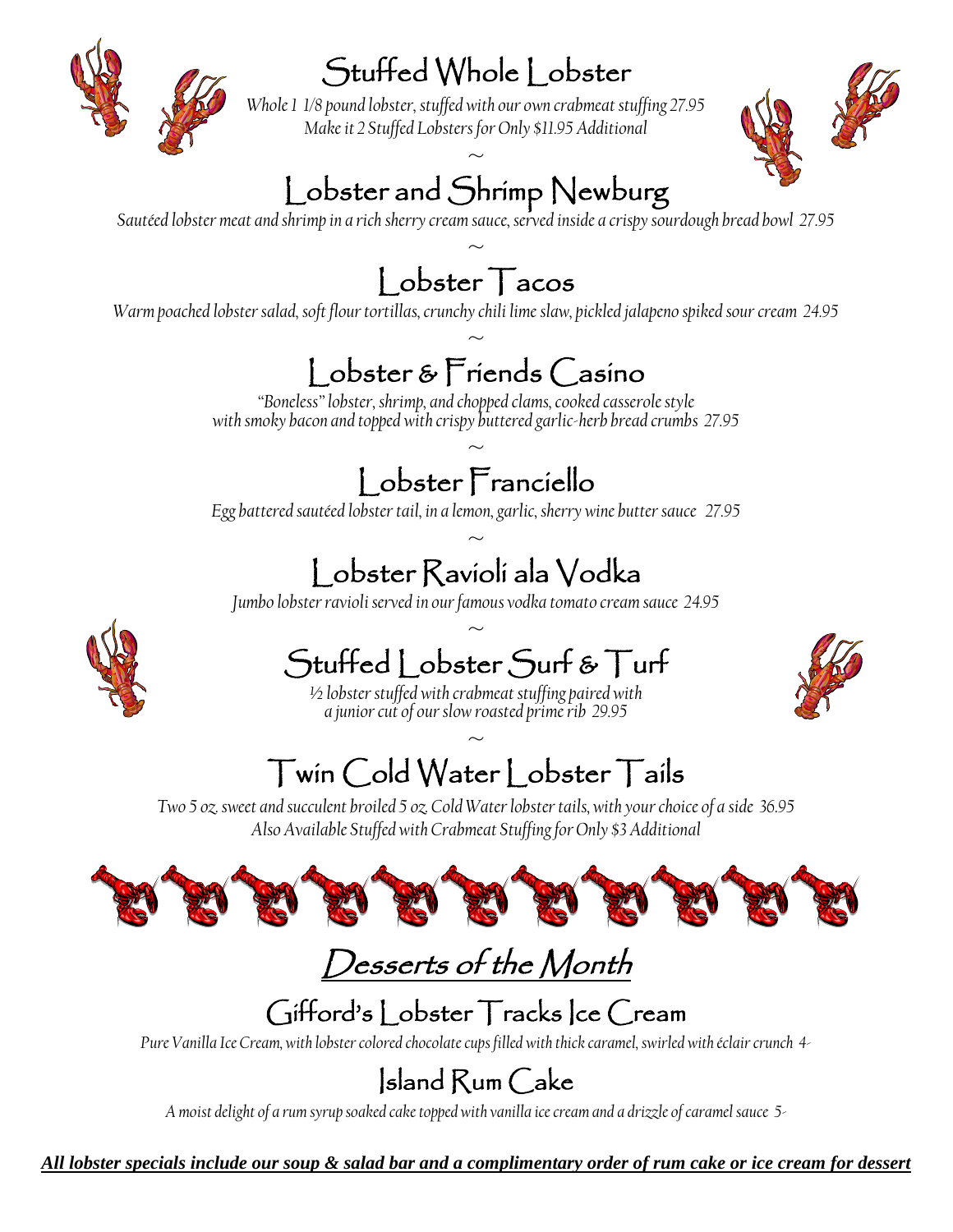## Stuffed Whole Lobster

*Whole 1 1/8 pound lobster, stuffed with our own crabmeat stuffing 27.95*
*Make it 2 Stuffed Lobsters for Only $11.95 Additional*

~

## Lobster and Shrimp Newburg

*Sautéed lobster meat and shrimp in a rich sherry cream sauce, served inside a crispy sourdough bread bowl 27.95*

~

## Lobster Tacos

*Warm poached lobster salad, soft flour tortillas, crunchy chili lime slaw, pickled jalapeno spiked sour cream 24.95*

~

## Lobster & Friends Casino

*"Boneless" lobster, shrimp, and chopped clams, cooked casserole style*
*with smoky bacon and topped with crispy buttered garlic-herb bread crumbs 27.95*

~

## Lobster Franciello

*Egg battered sautéed lobster tail, in a lemon, garlic, sherry wine butter sauce 27.95*

~

## Lobster Ravioli ala Vodka

*Jumbo lobster ravioli served in our famous vodka tomato cream sauce 24.95*

~

## Stuffed Lobster Surf & Turf

*½ lobster stuffed with crabmeat stuffing paired with*
*a junior cut of our slow roasted prime rib 29.95*

~

## Twin Cold Water Lobster Tails

*Two 5 oz. sweet and succulent broiled 5 oz. Cold Water lobster tails, with your choice of a side 36.95*
*Also Available Stuffed with Crabmeat Stuffing for Only $3 Additional*

# Desserts of the Month

## Gifford's Lobster Tracks Ice Cream

*Pure Vanilla Ice Cream, with lobster colored chocolate cups filled with thick caramel, swirled with éclair crunch 4-*

## Island Rum Cake

*A moist delight of a rum syrup soaked cake topped with vanilla ice cream and a drizzle of caramel sauce 5-*

***All lobster specials include our soup & salad bar and a complimentary order of rum cake or ice cream for dessert***